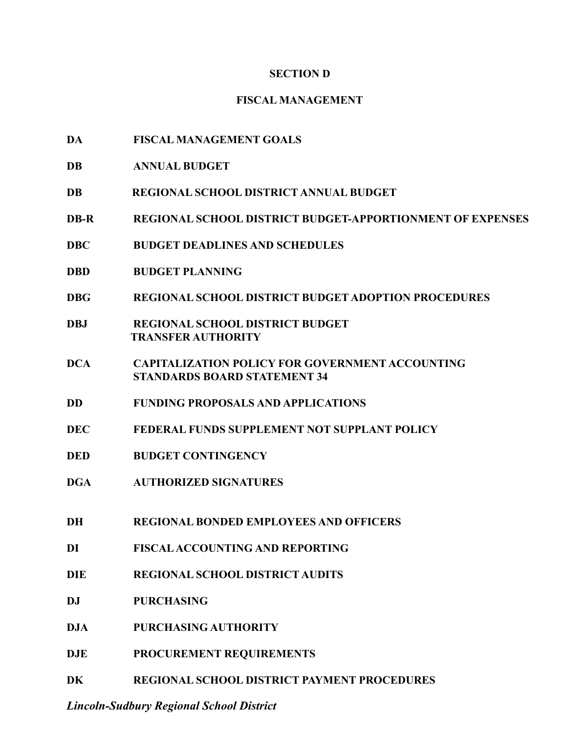# SECTION D

## FISCAL MANAGEMENT

| | |
|---|---|
| **DA** | **FISCAL MANAGEMENT GOALS** |
| **DB** | **ANNUAL BUDGET** |
| **DB** | **REGIONAL SCHOOL DISTRICT ANNUAL BUDGET** |
| **DB-R** | **REGIONAL SCHOOL DISTRICT BUDGET-APPORTIONMENT OF EXPENSES** |
| **DBC** | **BUDGET DEADLINES AND SCHEDULES** |
| **DBD** | **BUDGET PLANNING** |
| **DBG** | **REGIONAL SCHOOL DISTRICT BUDGET ADOPTION PROCEDURES** |
| **DBJ** | **REGIONAL SCHOOL DISTRICT BUDGET TRANSFER AUTHORITY** |
| **DCA** | **CAPITALIZATION POLICY FOR GOVERNMENT ACCOUNTING STANDARDS BOARD STATEMENT 34** |
| **DD** | **FUNDING PROPOSALS AND APPLICATIONS** |
| **DEC** | **FEDERAL FUNDS SUPPLEMENT NOT SUPPLANT POLICY** |
| **DED** | **BUDGET CONTINGENCY** |
| **DGA** | **AUTHORIZED SIGNATURES** |
| **DH** | **REGIONAL BONDED EMPLOYEES AND OFFICERS** |
| **DI** | **FISCAL ACCOUNTING AND REPORTING** |
| **DIE** | **REGIONAL SCHOOL DISTRICT AUDITS** |
| **DJ** | **PURCHASING** |
| **DJA** | **PURCHASING AUTHORITY** |
| **DJE** | **PROCUREMENT REQUIREMENTS** |
| **DK** | **REGIONAL SCHOOL DISTRICT PAYMENT PROCEDURES** |

***Lincoln-Sudbury Regional School District***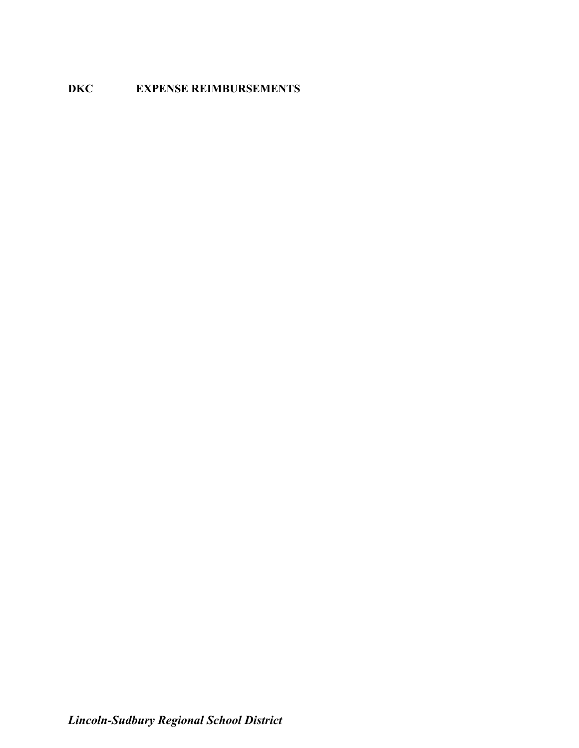# DKC EXPENSE REIMBURSEMENTS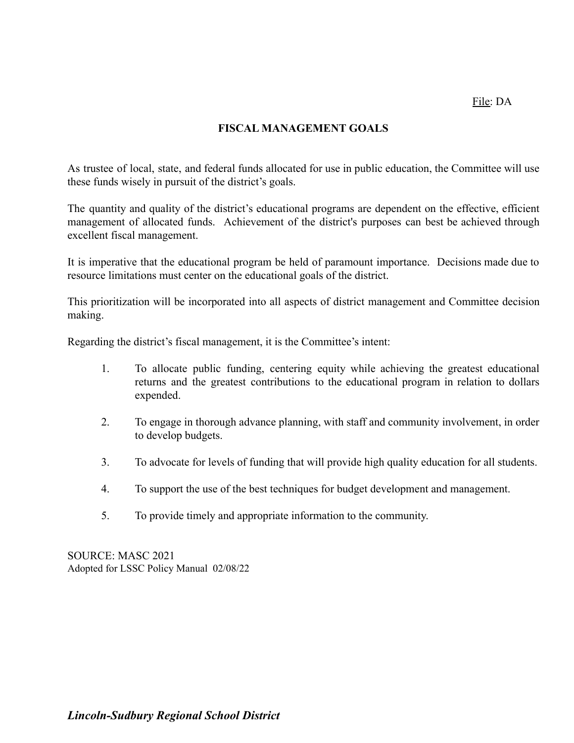File: DA

# FISCAL MANAGEMENT GOALS

As trustee of local, state, and federal funds allocated for use in public education, the Committee will use these funds wisely in pursuit of the district's goals.

The quantity and quality of the district's educational programs are dependent on the effective, efficient management of allocated funds. Achievement of the district's purposes can best be achieved through excellent fiscal management.

It is imperative that the educational program be held of paramount importance. Decisions made due to resource limitations must center on the educational goals of the district.

This prioritization will be incorporated into all aspects of district management and Committee decision making.

Regarding the district's fiscal management, it is the Committee's intent:

1. To allocate public funding, centering equity while achieving the greatest educational returns and the greatest contributions to the educational program in relation to dollars expended.
2. To engage in thorough advance planning, with staff and community involvement, in order to develop budgets.
3. To advocate for levels of funding that will provide high quality education for all students.
4. To support the use of the best techniques for budget development and management.
5. To provide timely and appropriate information to the community.

SOURCE: MASC 2021
Adopted for LSSC Policy Manual 02/08/22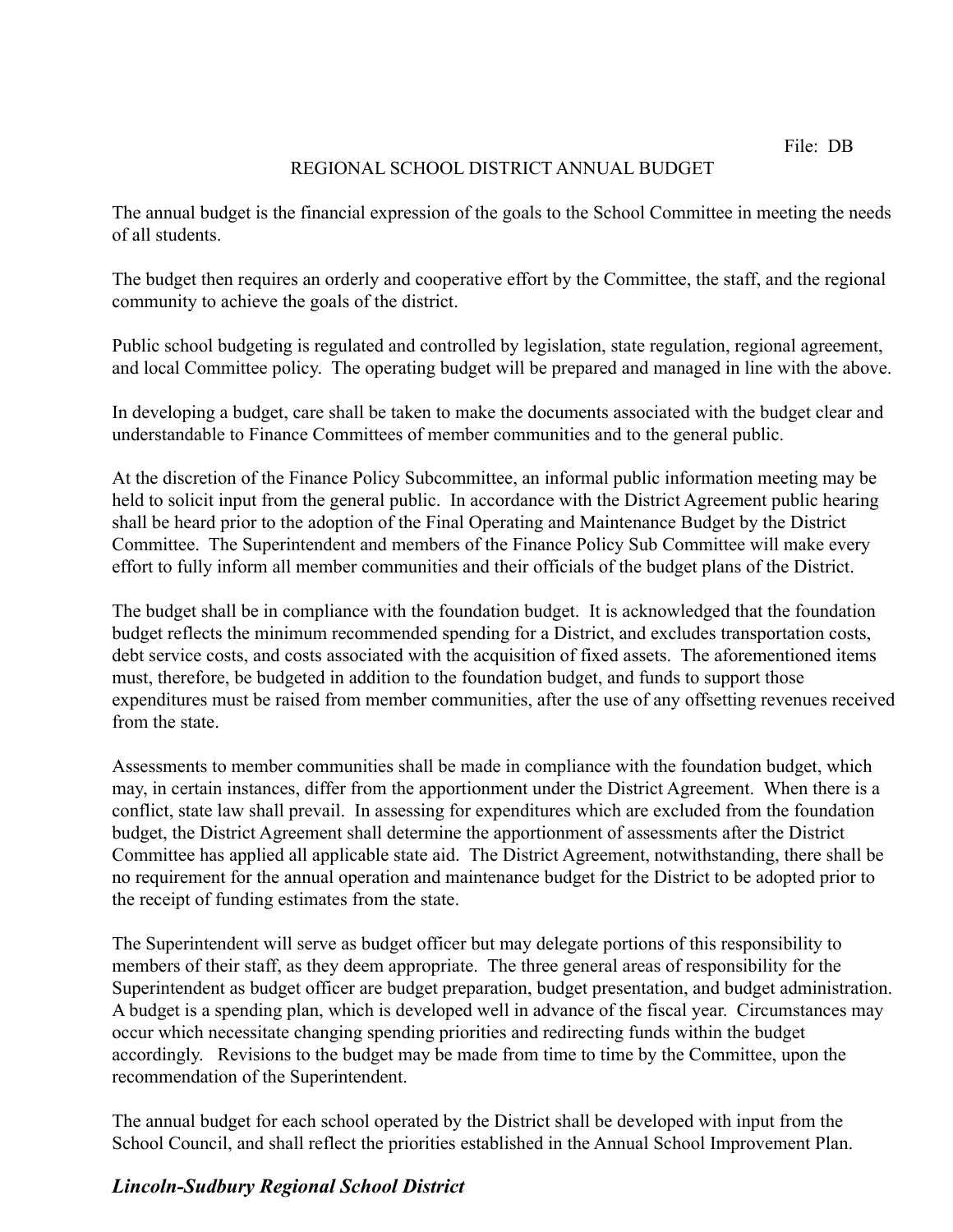File: DB

# REGIONAL SCHOOL DISTRICT ANNUAL BUDGET

The annual budget is the financial expression of the goals to the School Committee in meeting the needs of all students.

The budget then requires an orderly and cooperative effort by the Committee, the staff, and the regional community to achieve the goals of the district.

Public school budgeting is regulated and controlled by legislation, state regulation, regional agreement, and local Committee policy. The operating budget will be prepared and managed in line with the above.

In developing a budget, care shall be taken to make the documents associated with the budget clear and understandable to Finance Committees of member communities and to the general public.

At the discretion of the Finance Policy Subcommittee, an informal public information meeting may be held to solicit input from the general public. In accordance with the District Agreement public hearing shall be heard prior to the adoption of the Final Operating and Maintenance Budget by the District Committee. The Superintendent and members of the Finance Policy Sub Committee will make every effort to fully inform all member communities and their officials of the budget plans of the District.

The budget shall be in compliance with the foundation budget. It is acknowledged that the foundation budget reflects the minimum recommended spending for a District, and excludes transportation costs, debt service costs, and costs associated with the acquisition of fixed assets. The aforementioned items must, therefore, be budgeted in addition to the foundation budget, and funds to support those expenditures must be raised from member communities, after the use of any offsetting revenues received from the state.

Assessments to member communities shall be made in compliance with the foundation budget, which may, in certain instances, differ from the apportionment under the District Agreement. When there is a conflict, state law shall prevail. In assessing for expenditures which are excluded from the foundation budget, the District Agreement shall determine the apportionment of assessments after the District Committee has applied all applicable state aid. The District Agreement, notwithstanding, there shall be no requirement for the annual operation and maintenance budget for the District to be adopted prior to the receipt of funding estimates from the state.

The Superintendent will serve as budget officer but may delegate portions of this responsibility to members of their staff, as they deem appropriate. The three general areas of responsibility for the Superintendent as budget officer are budget preparation, budget presentation, and budget administration. A budget is a spending plan, which is developed well in advance of the fiscal year. Circumstances may occur which necessitate changing spending priorities and redirecting funds within the budget accordingly. Revisions to the budget may be made from time to time by the Committee, upon the recommendation of the Superintendent.

The annual budget for each school operated by the District shall be developed with input from the School Council, and shall reflect the priorities established in the Annual School Improvement Plan.

***Lincoln-Sudbury Regional School District***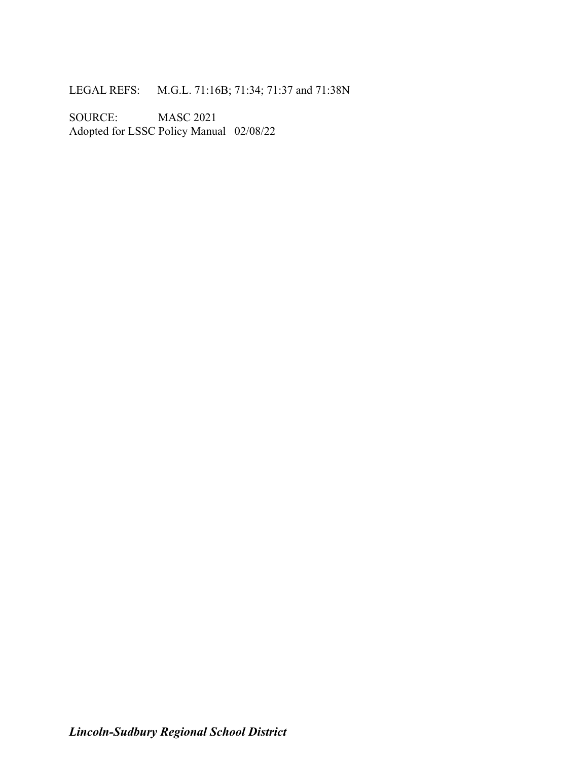LEGAL REFS: M.G.L. 71:16B; 71:34; 71:37 and 71:38N

SOURCE: MASC 2021
Adopted for LSSC Policy Manual 02/08/22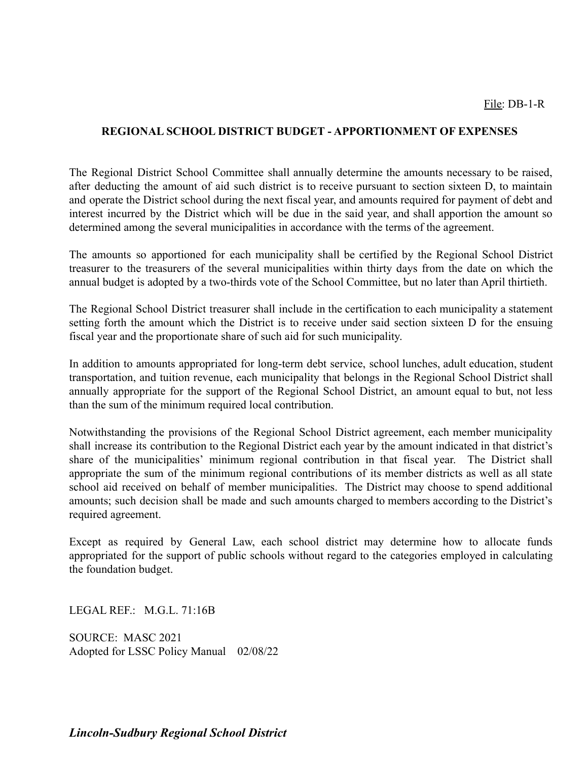File: DB-1-R

## REGIONAL SCHOOL DISTRICT BUDGET - APPORTIONMENT OF EXPENSES

The Regional District School Committee shall annually determine the amounts necessary to be raised, after deducting the amount of aid such district is to receive pursuant to section sixteen D, to maintain and operate the District school during the next fiscal year, and amounts required for payment of debt and interest incurred by the District which will be due in the said year, and shall apportion the amount so determined among the several municipalities in accordance with the terms of the agreement.

The amounts so apportioned for each municipality shall be certified by the Regional School District treasurer to the treasurers of the several municipalities within thirty days from the date on which the annual budget is adopted by a two-thirds vote of the School Committee, but no later than April thirtieth.

The Regional School District treasurer shall include in the certification to each municipality a statement setting forth the amount which the District is to receive under said section sixteen D for the ensuing fiscal year and the proportionate share of such aid for such municipality.

In addition to amounts appropriated for long-term debt service, school lunches, adult education, student transportation, and tuition revenue, each municipality that belongs in the Regional School District shall annually appropriate for the support of the Regional School District, an amount equal to but, not less than the sum of the minimum required local contribution.

Notwithstanding the provisions of the Regional School District agreement, each member municipality shall increase its contribution to the Regional District each year by the amount indicated in that district's share of the municipalities' minimum regional contribution in that fiscal year. The District shall appropriate the sum of the minimum regional contributions of its member districts as well as all state school aid received on behalf of member municipalities. The District may choose to spend additional amounts; such decision shall be made and such amounts charged to members according to the District's required agreement.

Except as required by General Law, each school district may determine how to allocate funds appropriated for the support of public schools without regard to the categories employed in calculating the foundation budget.

LEGAL REF.: M.G.L. 71:16B

SOURCE: MASC 2021
Adopted for LSSC Policy Manual 02/08/22

***Lincoln-Sudbury Regional School District***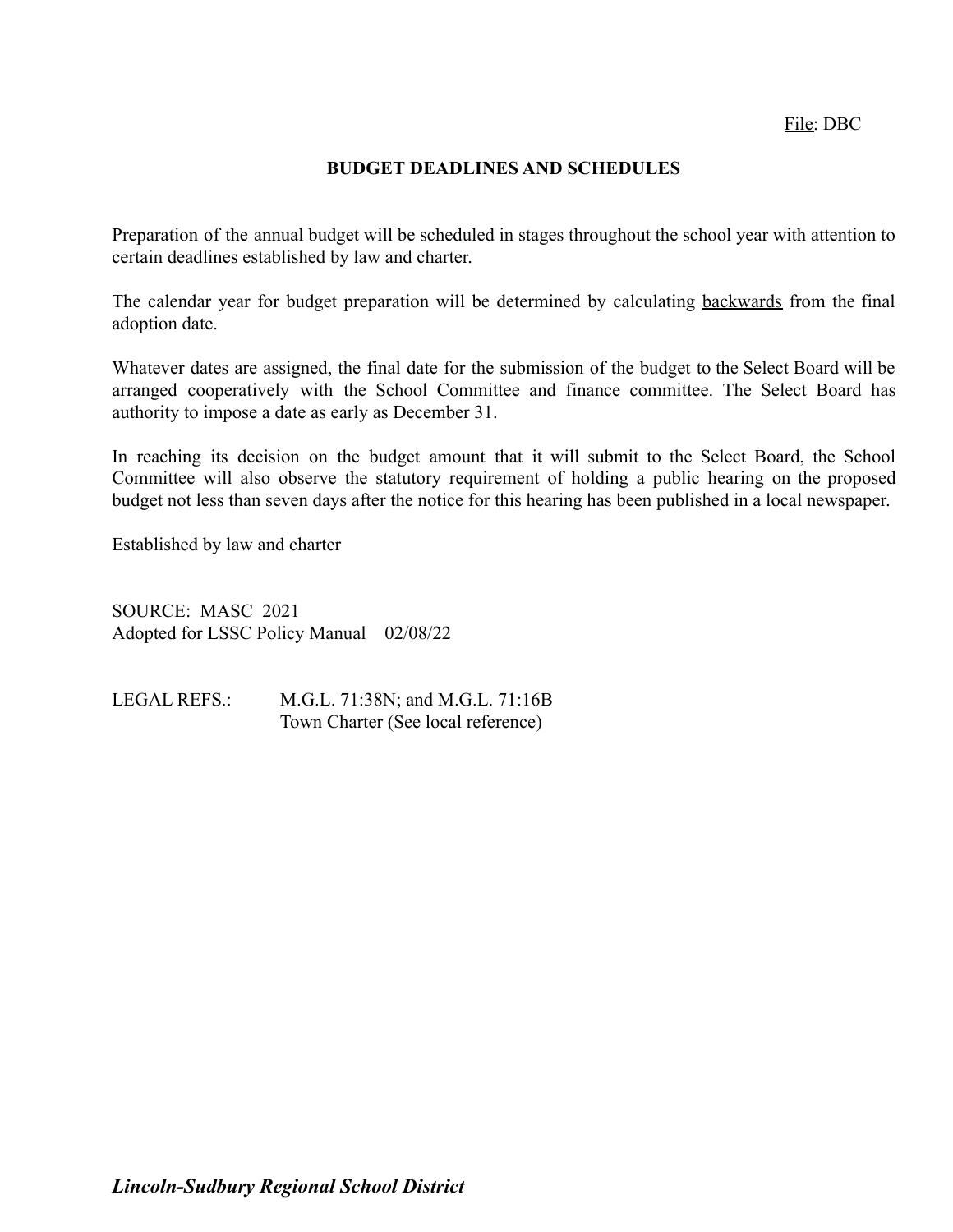File: DBC

## BUDGET DEADLINES AND SCHEDULES

Preparation of the annual budget will be scheduled in stages throughout the school year with attention to certain deadlines established by law and charter.

The calendar year for budget preparation will be determined by calculating backwards from the final adoption date.

Whatever dates are assigned, the final date for the submission of the budget to the Select Board will be arranged cooperatively with the School Committee and finance committee. The Select Board has authority to impose a date as early as December 31.

In reaching its decision on the budget amount that it will submit to the Select Board, the School Committee will also observe the statutory requirement of holding a public hearing on the proposed budget not less than seven days after the notice for this hearing has been published in a local newspaper.

Established by law and charter

SOURCE: MASC 2021
Adopted for LSSC Policy Manual 02/08/22

LEGAL REFS.: M.G.L. 71:38N; and M.G.L. 71:16B
Town Charter (See local reference)

***Lincoln-Sudbury Regional School District***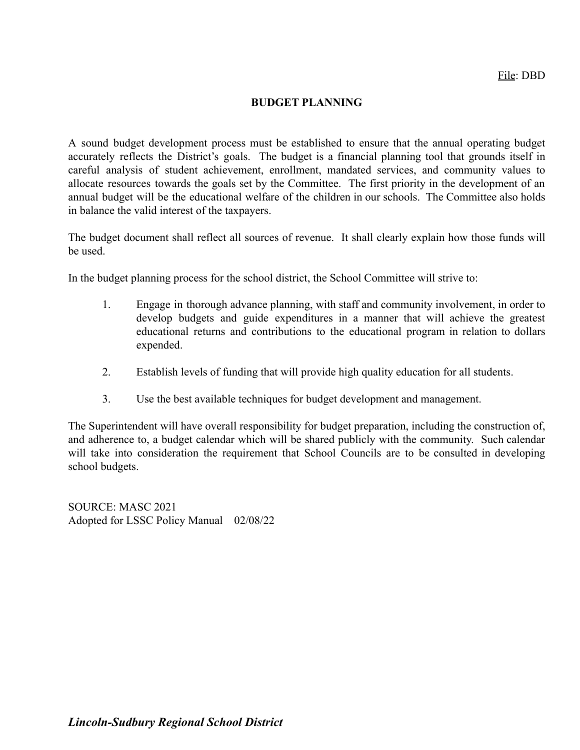File: DBD

# BUDGET PLANNING

A sound budget development process must be established to ensure that the annual operating budget accurately reflects the District's goals. The budget is a financial planning tool that grounds itself in careful analysis of student achievement, enrollment, mandated services, and community values to allocate resources towards the goals set by the Committee. The first priority in the development of an annual budget will be the educational welfare of the children in our schools. The Committee also holds in balance the valid interest of the taxpayers.

The budget document shall reflect all sources of revenue. It shall clearly explain how those funds will be used.

In the budget planning process for the school district, the School Committee will strive to:

1. Engage in thorough advance planning, with staff and community involvement, in order to develop budgets and guide expenditures in a manner that will achieve the greatest educational returns and contributions to the educational program in relation to dollars expended.

2. Establish levels of funding that will provide high quality education for all students.

3. Use the best available techniques for budget development and management.

The Superintendent will have overall responsibility for budget preparation, including the construction of, and adherence to, a budget calendar which will be shared publicly with the community. Such calendar will take into consideration the requirement that School Councils are to be consulted in developing school budgets.

SOURCE: MASC 2021
Adopted for LSSC Policy Manual 02/08/22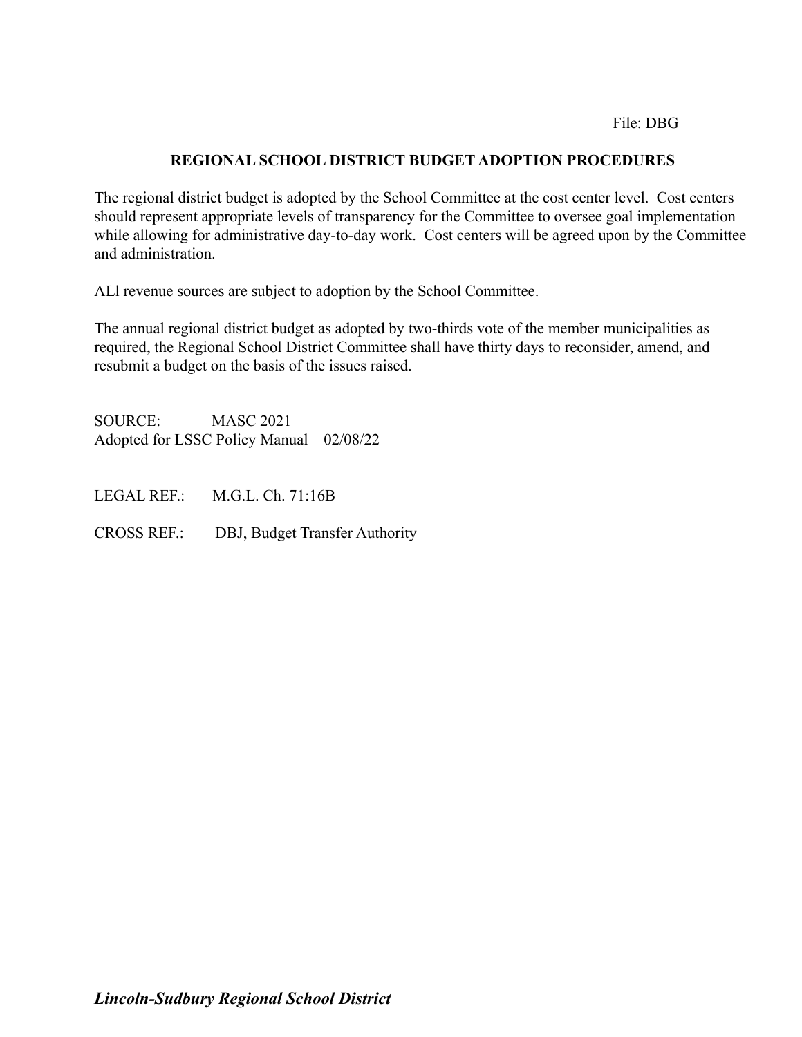File: DBG

## REGIONAL SCHOOL DISTRICT BUDGET ADOPTION PROCEDURES

The regional district budget is adopted by the School Committee at the cost center level. Cost centers should represent appropriate levels of transparency for the Committee to oversee goal implementation while allowing for administrative day-to-day work. Cost centers will be agreed upon by the Committee and administration.

ALl revenue sources are subject to adoption by the School Committee.

The annual regional district budget as adopted by two-thirds vote of the member municipalities as required, the Regional School District Committee shall have thirty days to reconsider, amend, and resubmit a budget on the basis of the issues raised.

SOURCE: MASC 2021
Adopted for LSSC Policy Manual 02/08/22

LEGAL REF.: M.G.L. Ch. 71:16B

CROSS REF.: DBJ, Budget Transfer Authority

***Lincoln-Sudbury Regional School District***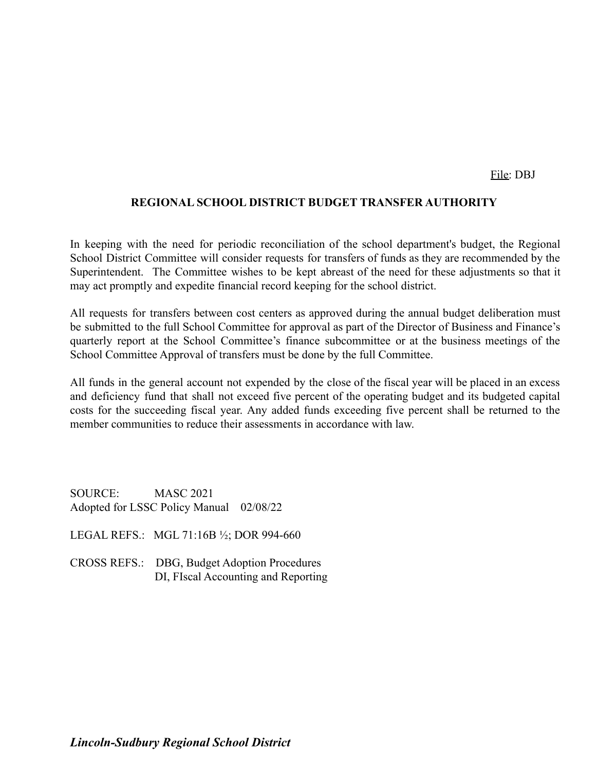File: DBJ

## REGIONAL SCHOOL DISTRICT BUDGET TRANSFER AUTHORITY

In keeping with the need for periodic reconciliation of the school department's budget, the Regional School District Committee will consider requests for transfers of funds as they are recommended by the Superintendent. The Committee wishes to be kept abreast of the need for these adjustments so that it may act promptly and expedite financial record keeping for the school district.

All requests for transfers between cost centers as approved during the annual budget deliberation must be submitted to the full School Committee for approval as part of the Director of Business and Finance's quarterly report at the School Committee's finance subcommittee or at the business meetings of the School Committee Approval of transfers must be done by the full Committee.

All funds in the general account not expended by the close of the fiscal year will be placed in an excess and deficiency fund that shall not exceed five percent of the operating budget and its budgeted capital costs for the succeeding fiscal year. Any added funds exceeding five percent shall be returned to the member communities to reduce their assessments in accordance with law.

SOURCE: MASC 2021
Adopted for LSSC Policy Manual 02/08/22

LEGAL REFS.: MGL 71:16B ½; DOR 994-660

CROSS REFS.: DBG, Budget Adoption Procedures
DI, FIscal Accounting and Reporting

***Lincoln-Sudbury Regional School District***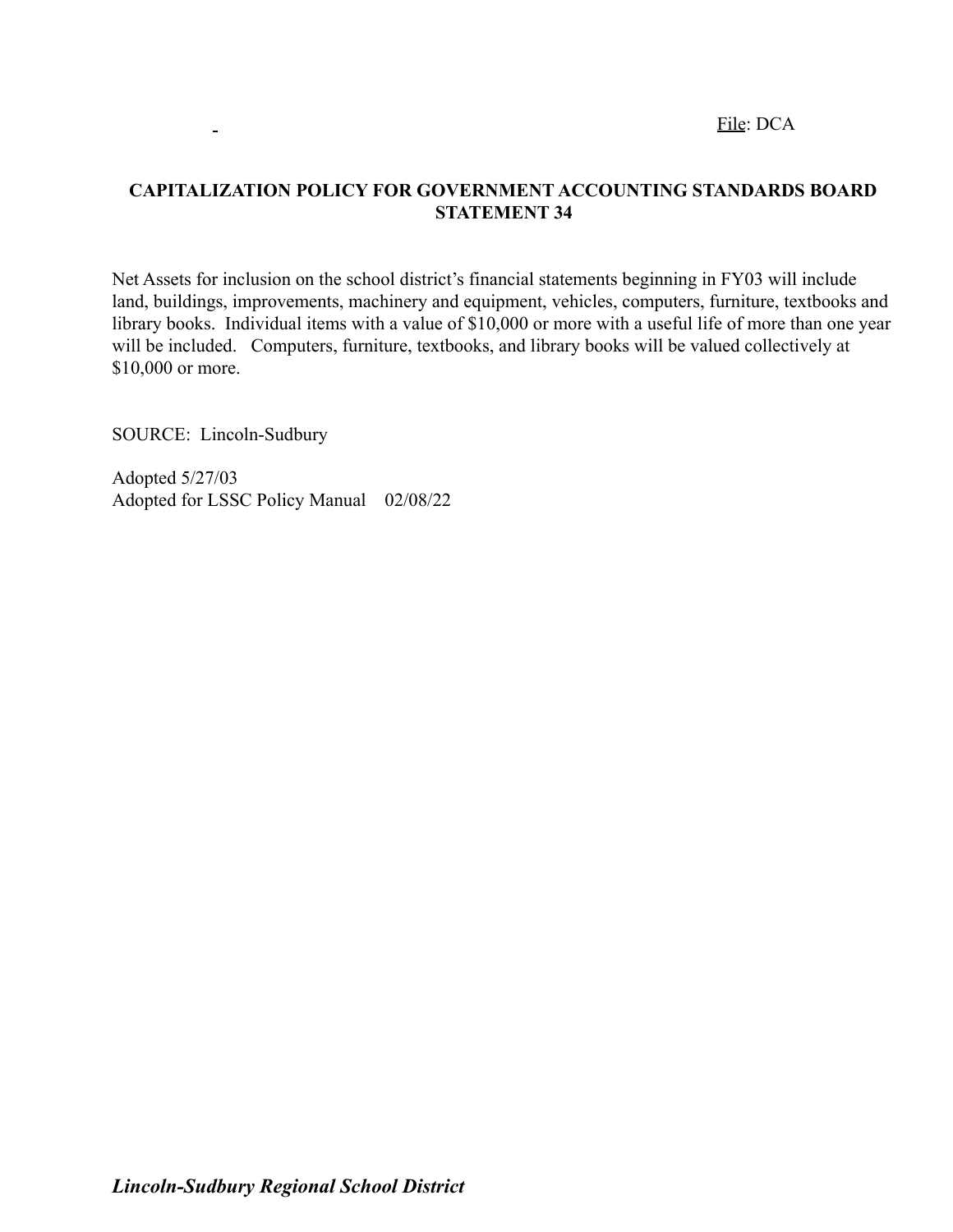File: DCA

# CAPITALIZATION POLICY FOR GOVERNMENT ACCOUNTING STANDARDS BOARD STATEMENT 34

Net Assets for inclusion on the school district's financial statements beginning in FY03 will include land, buildings, improvements, machinery and equipment, vehicles, computers, furniture, textbooks and library books. Individual items with a value of $10,000 or more with a useful life of more than one year will be included. Computers, furniture, textbooks, and library books will be valued collectively at $10,000 or more.

SOURCE: Lincoln-Sudbury

Adopted 5/27/03
Adopted for LSSC Policy Manual 02/08/22

***Lincoln-Sudbury Regional School District***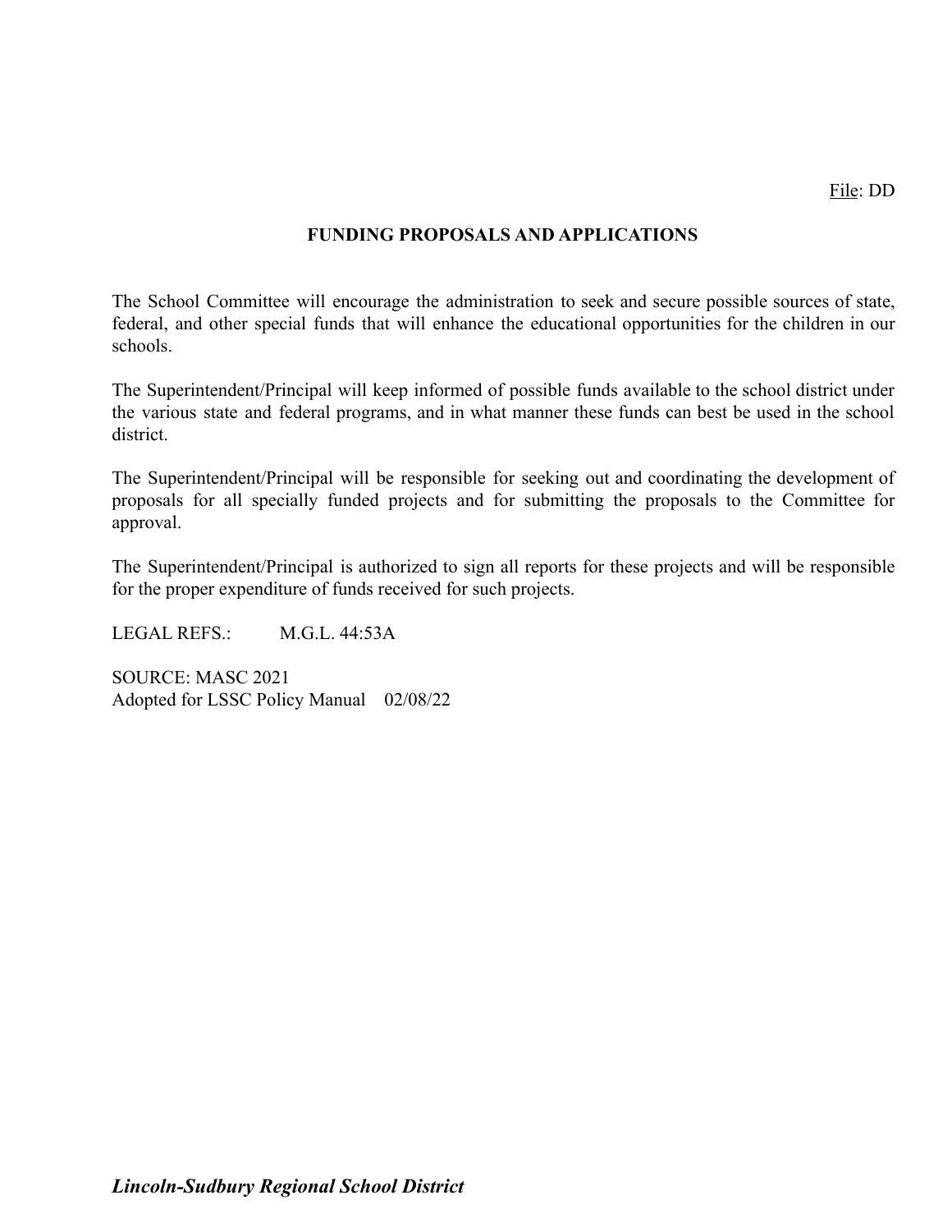File: DD

## FUNDING PROPOSALS AND APPLICATIONS

The School Committee will encourage the administration to seek and secure possible sources of state, federal, and other special funds that will enhance the educational opportunities for the children in our schools.

The Superintendent/Principal will keep informed of possible funds available to the school district under the various state and federal programs, and in what manner these funds can best be used in the school district.

The Superintendent/Principal will be responsible for seeking out and coordinating the development of proposals for all specially funded projects and for submitting the proposals to the Committee for approval.

The Superintendent/Principal is authorized to sign all reports for these projects and will be responsible for the proper expenditure of funds received for such projects.

LEGAL REFS.: M.G.L. 44:53A

SOURCE: MASC 2021
Adopted for LSSC Policy Manual 02/08/22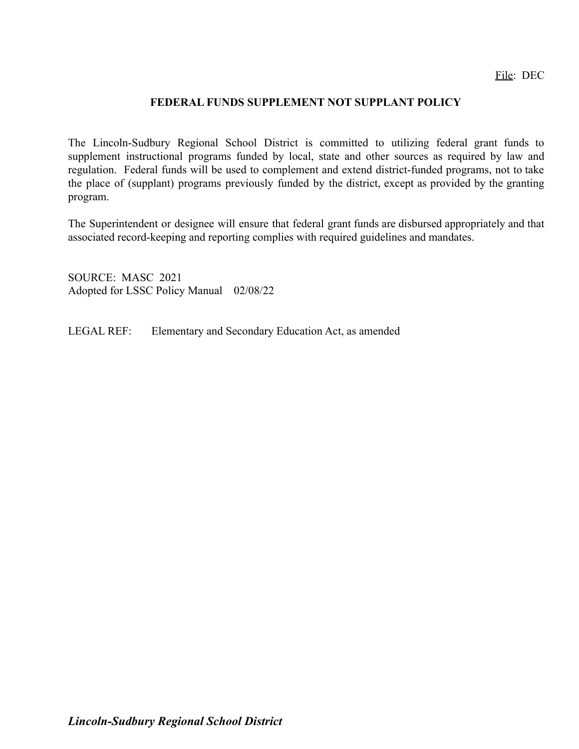File: DEC

## FEDERAL FUNDS SUPPLEMENT NOT SUPPLANT POLICY

The Lincoln-Sudbury Regional School District is committed to utilizing federal grant funds to supplement instructional programs funded by local, state and other sources as required by law and regulation. Federal funds will be used to complement and extend district-funded programs, not to take the place of (supplant) programs previously funded by the district, except as provided by the granting program.

The Superintendent or designee will ensure that federal grant funds are disbursed appropriately and that associated record-keeping and reporting complies with required guidelines and mandates.

SOURCE: MASC 2021
Adopted for LSSC Policy Manual 02/08/22

LEGAL REF: Elementary and Secondary Education Act, as amended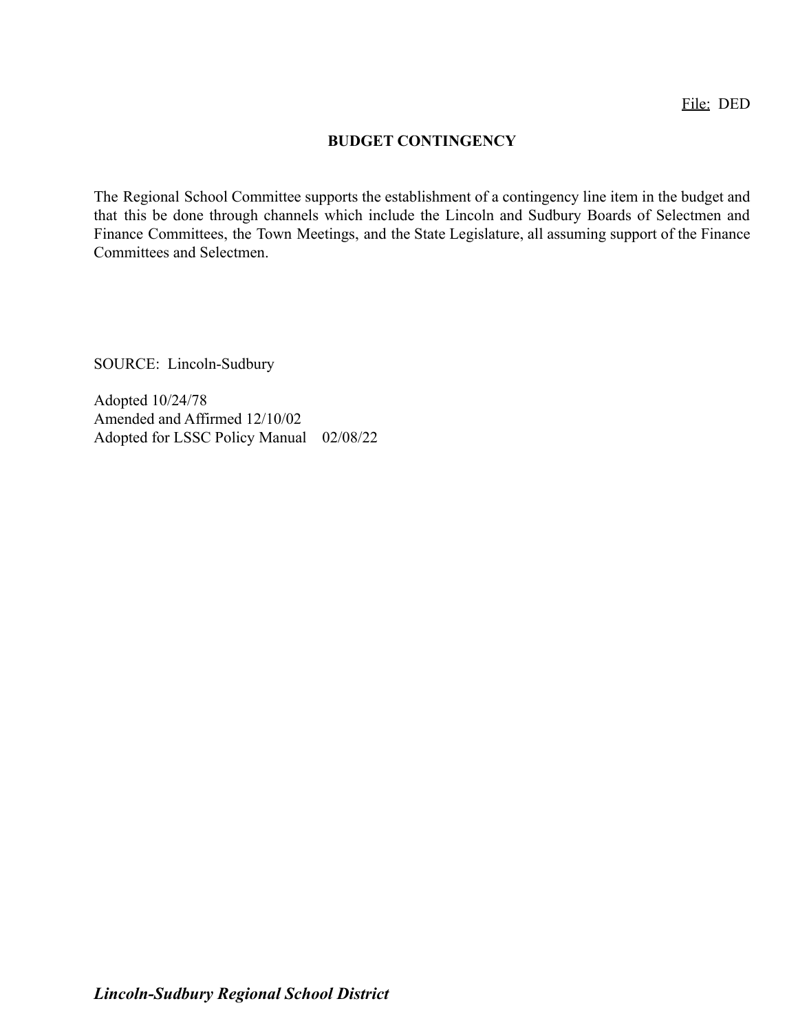File: DED

# BUDGET CONTINGENCY

The Regional School Committee supports the establishment of a contingency line item in the budget and that this be done through channels which include the Lincoln and Sudbury Boards of Selectmen and Finance Committees, the Town Meetings, and the State Legislature, all assuming support of the Finance Committees and Selectmen.

SOURCE: Lincoln-Sudbury

Adopted 10/24/78
Amended and Affirmed 12/10/02
Adopted for LSSC Policy Manual 02/08/22

***Lincoln-Sudbury Regional School District***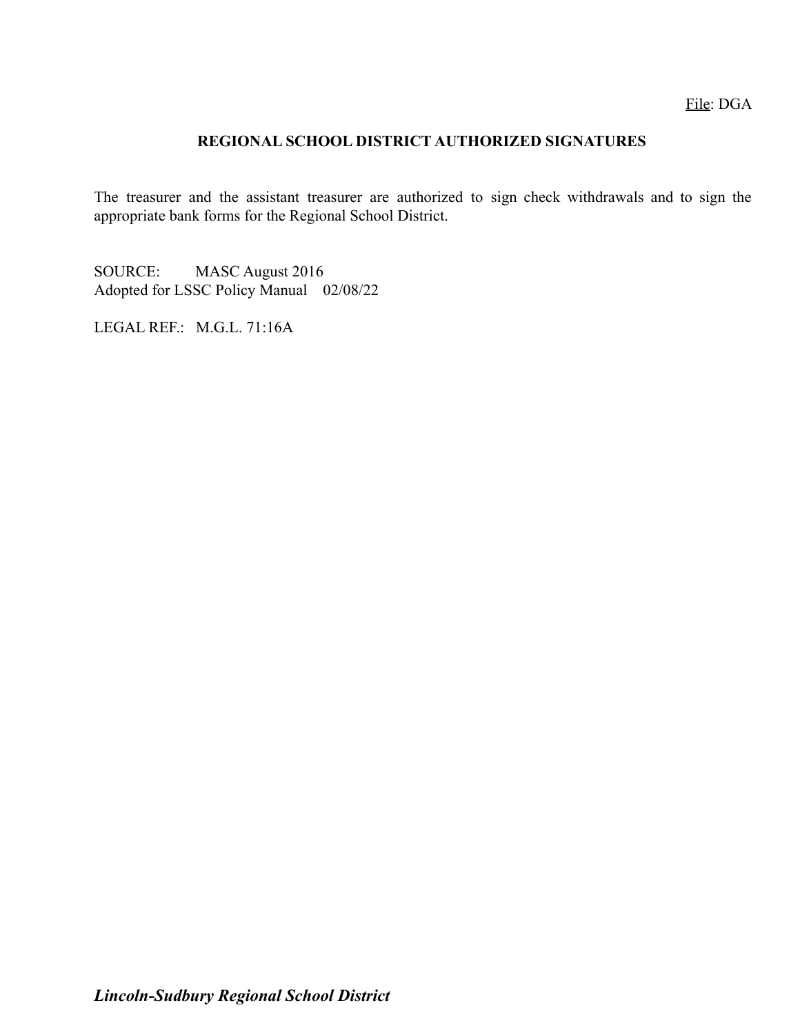File: DGA

## REGIONAL SCHOOL DISTRICT AUTHORIZED SIGNATURES

The treasurer and the assistant treasurer are authorized to sign check withdrawals and to sign the appropriate bank forms for the Regional School District.

SOURCE: MASC August 2016
Adopted for LSSC Policy Manual 02/08/22

LEGAL REF.: M.G.L. 71:16A

***Lincoln-Sudbury Regional School District***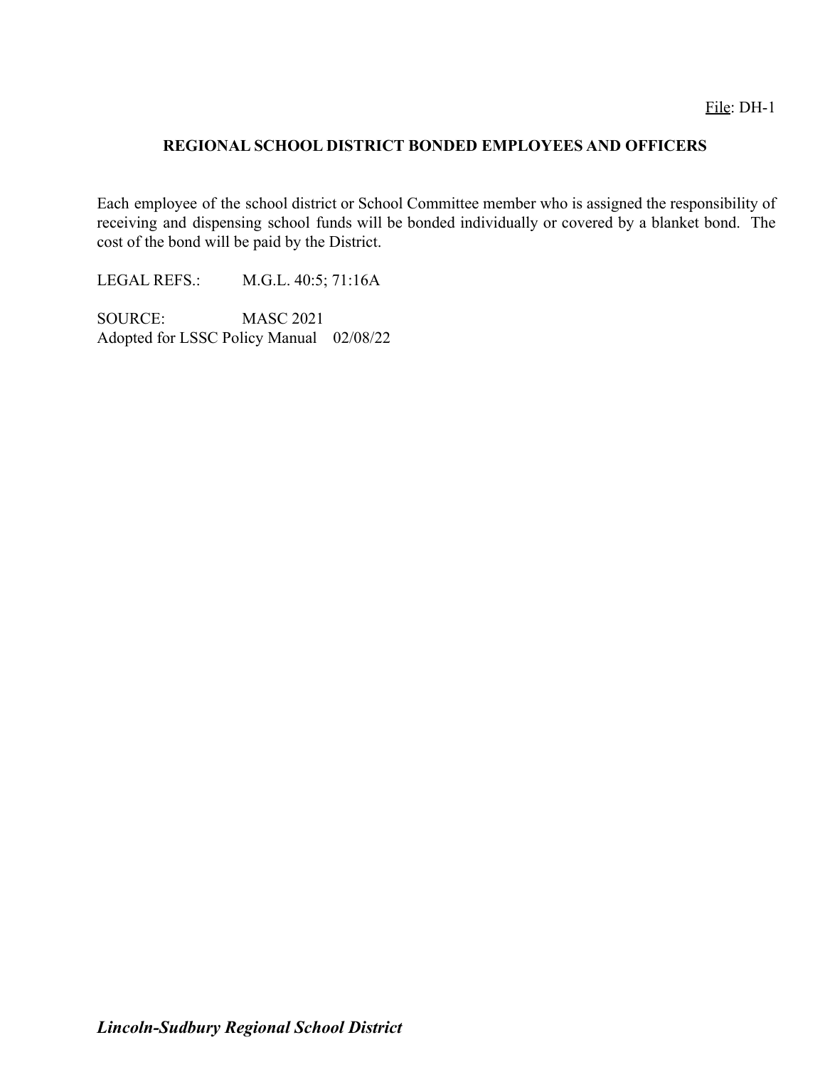File: DH-1

## REGIONAL SCHOOL DISTRICT BONDED EMPLOYEES AND OFFICERS

Each employee of the school district or School Committee member who is assigned the responsibility of receiving and dispensing school funds will be bonded individually or covered by a blanket bond. The cost of the bond will be paid by the District.

LEGAL REFS.: M.G.L. 40:5; 71:16A

SOURCE: MASC 2021
Adopted for LSSC Policy Manual 02/08/22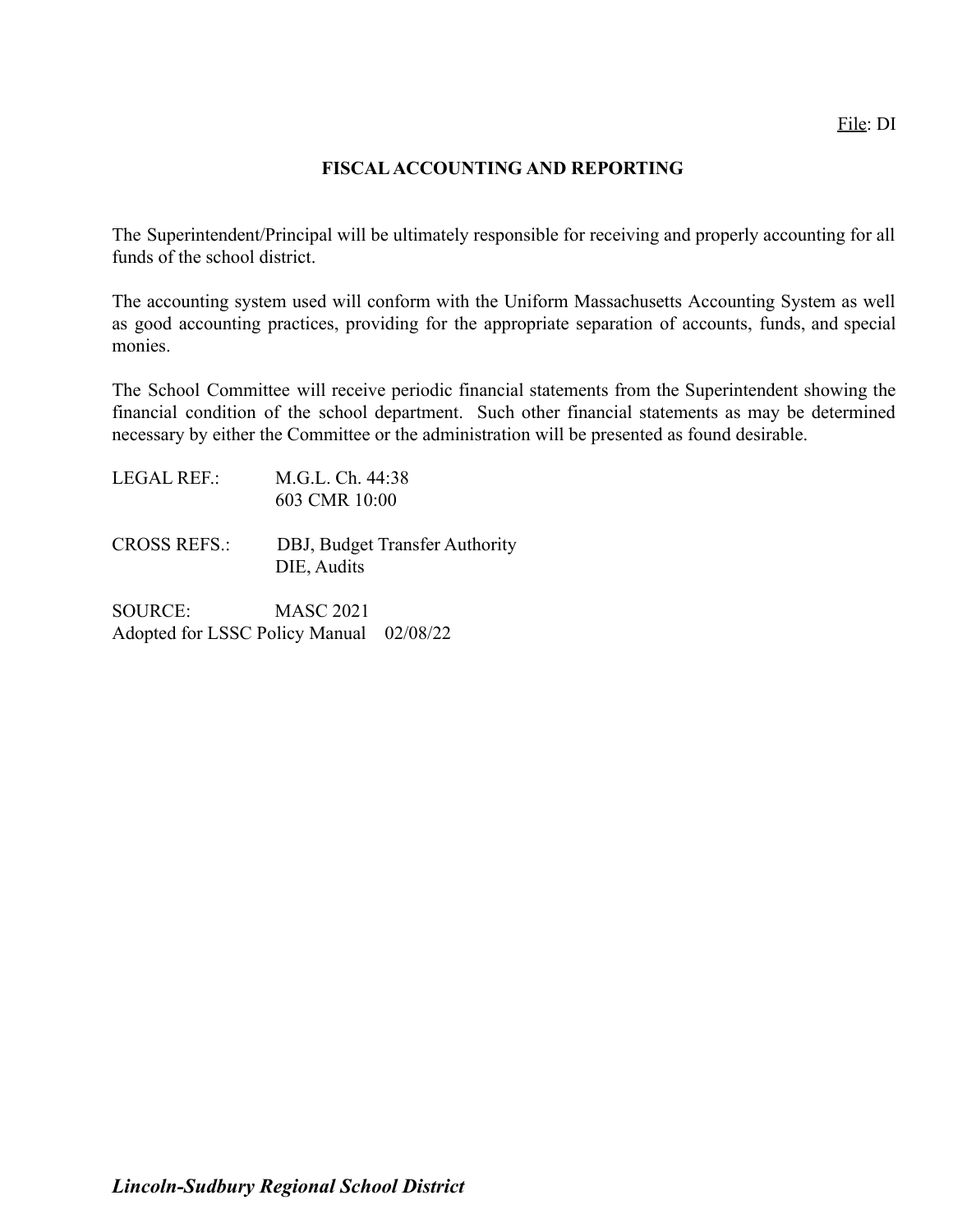File: DI

# FISCAL ACCOUNTING AND REPORTING

The Superintendent/Principal will be ultimately responsible for receiving and properly accounting for all funds of the school district.

The accounting system used will conform with the Uniform Massachusetts Accounting System as well as good accounting practices, providing for the appropriate separation of accounts, funds, and special monies.

The School Committee will receive periodic financial statements from the Superintendent showing the financial condition of the school department. Such other financial statements as may be determined necessary by either the Committee or the administration will be presented as found desirable.

LEGAL REF.: M.G.L. Ch. 44:38
603 CMR 10:00

CROSS REFS.: DBJ, Budget Transfer Authority
DIE, Audits

SOURCE: MASC 2021
Adopted for LSSC Policy Manual 02/08/22

***Lincoln-Sudbury Regional School District***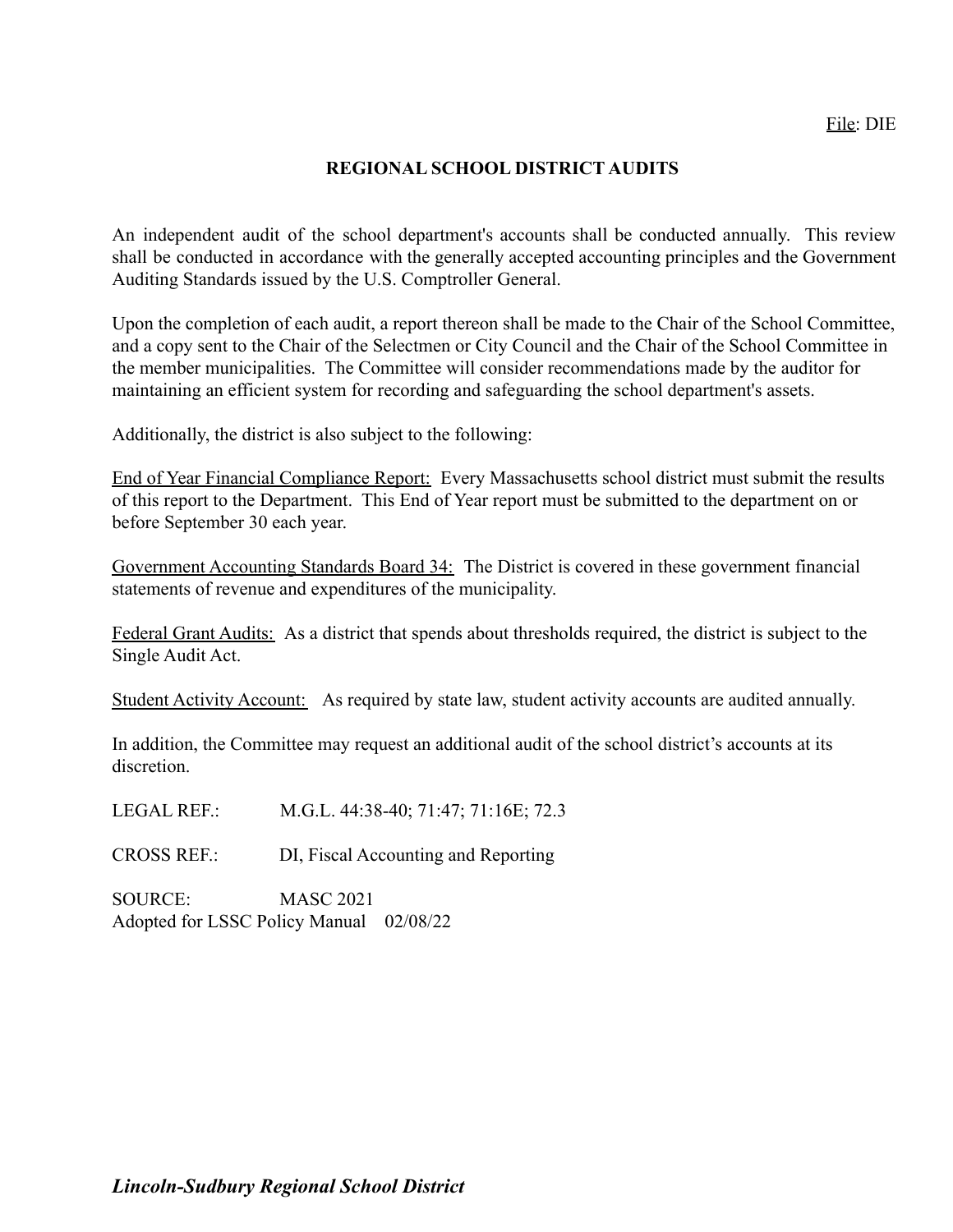File: DIE

# REGIONAL SCHOOL DISTRICT AUDITS

An independent audit of the school department's accounts shall be conducted annually. This review shall be conducted in accordance with the generally accepted accounting principles and the Government Auditing Standards issued by the U.S. Comptroller General.

Upon the completion of each audit, a report thereon shall be made to the Chair of the School Committee, and a copy sent to the Chair of the Selectmen or City Council and the Chair of the School Committee in the member municipalities. The Committee will consider recommendations made by the auditor for maintaining an efficient system for recording and safeguarding the school department's assets.

Additionally, the district is also subject to the following:

End of Year Financial Compliance Report: Every Massachusetts school district must submit the results of this report to the Department. This End of Year report must be submitted to the department on or before September 30 each year.

Government Accounting Standards Board 34: The District is covered in these government financial statements of revenue and expenditures of the municipality.

Federal Grant Audits: As a district that spends about thresholds required, the district is subject to the Single Audit Act.

Student Activity Account: As required by state law, student activity accounts are audited annually.

In addition, the Committee may request an additional audit of the school district's accounts at its discretion.

LEGAL REF.: M.G.L. 44:38-40; 71:47; 71:16E; 72.3

CROSS REF.: DI, Fiscal Accounting and Reporting

SOURCE: MASC 2021

Adopted for LSSC Policy Manual 02/08/22

***Lincoln-Sudbury Regional School District***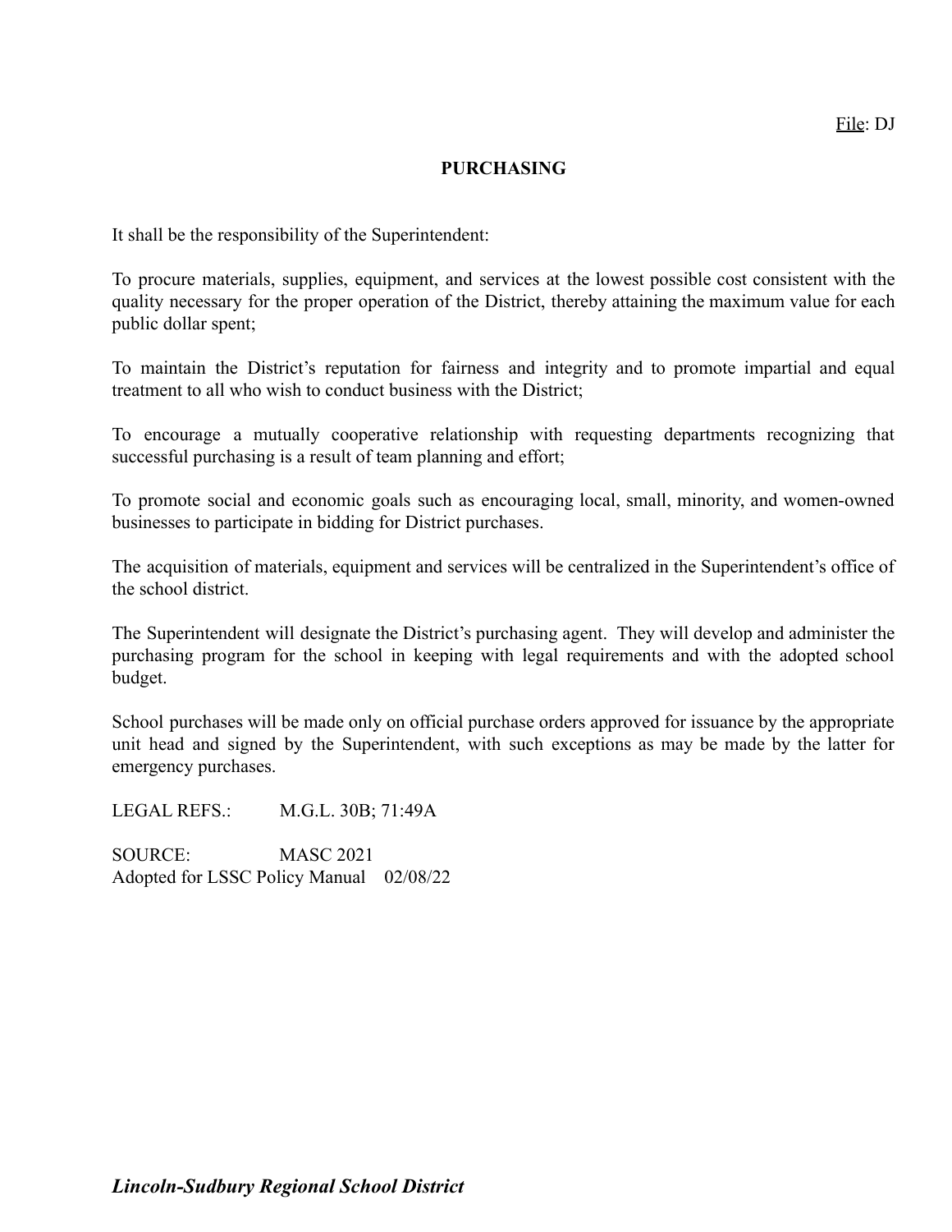File: DJ

# PURCHASING

It shall be the responsibility of the Superintendent:

To procure materials, supplies, equipment, and services at the lowest possible cost consistent with the quality necessary for the proper operation of the District, thereby attaining the maximum value for each public dollar spent;

To maintain the District's reputation for fairness and integrity and to promote impartial and equal treatment to all who wish to conduct business with the District;

To encourage a mutually cooperative relationship with requesting departments recognizing that successful purchasing is a result of team planning and effort;

To promote social and economic goals such as encouraging local, small, minority, and women-owned businesses to participate in bidding for District purchases.

The acquisition of materials, equipment and services will be centralized in the Superintendent's office of the school district.

The Superintendent will designate the District's purchasing agent. They will develop and administer the purchasing program for the school in keeping with legal requirements and with the adopted school budget.

School purchases will be made only on official purchase orders approved for issuance by the appropriate unit head and signed by the Superintendent, with such exceptions as may be made by the latter for emergency purchases.

LEGAL REFS.: M.G.L. 30B; 71:49A

SOURCE: MASC 2021
Adopted for LSSC Policy Manual 02/08/22

***Lincoln-Sudbury Regional School District***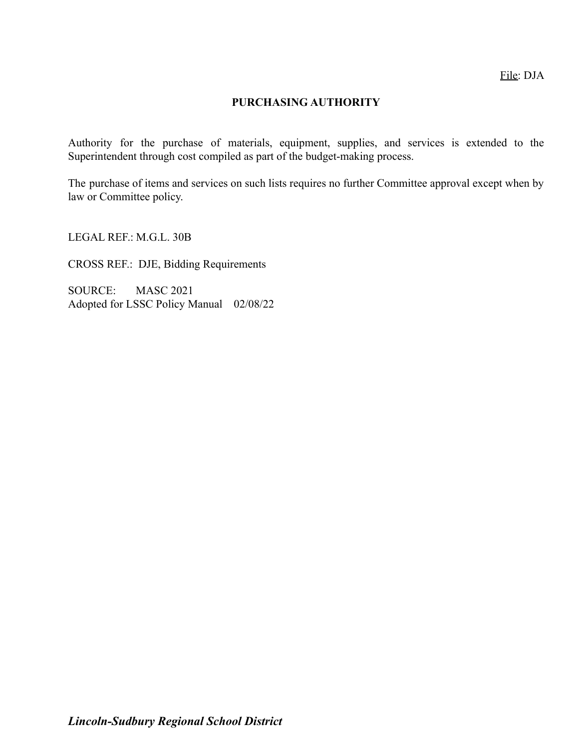File: DJA

# PURCHASING AUTHORITY

Authority for the purchase of materials, equipment, supplies, and services is extended to the Superintendent through cost compiled as part of the budget-making process.

The purchase of items and services on such lists requires no further Committee approval except when by law or Committee policy.

LEGAL REF.: M.G.L. 30B

CROSS REF.: DJE, Bidding Requirements

SOURCE: MASC 2021
Adopted for LSSC Policy Manual 02/08/22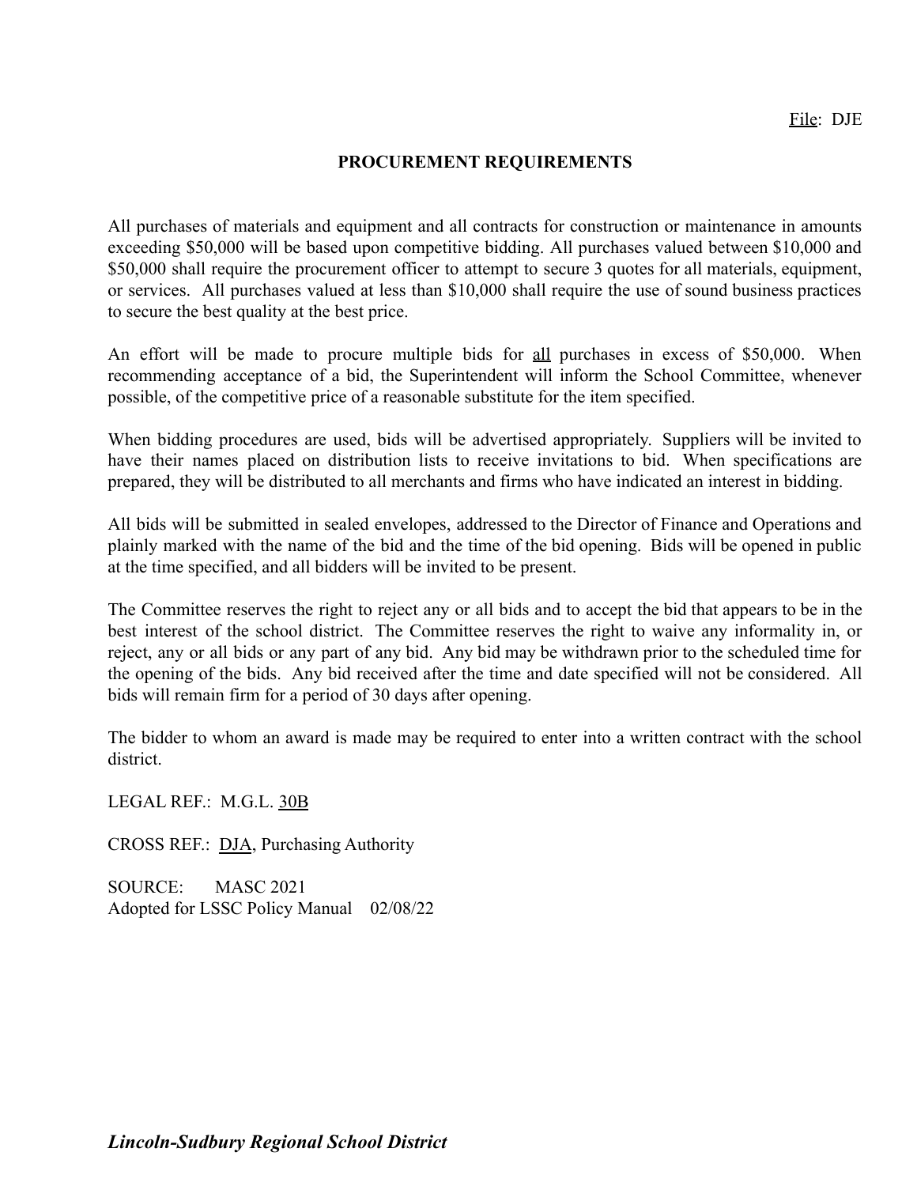File: DJE

## PROCUREMENT REQUIREMENTS

All purchases of materials and equipment and all contracts for construction or maintenance in amounts exceeding $50,000 will be based upon competitive bidding. All purchases valued between $10,000 and $50,000 shall require the procurement officer to attempt to secure 3 quotes for all materials, equipment, or services. All purchases valued at less than $10,000 shall require the use of sound business practices to secure the best quality at the best price.

An effort will be made to procure multiple bids for all purchases in excess of $50,000. When recommending acceptance of a bid, the Superintendent will inform the School Committee, whenever possible, of the competitive price of a reasonable substitute for the item specified.

When bidding procedures are used, bids will be advertised appropriately. Suppliers will be invited to have their names placed on distribution lists to receive invitations to bid. When specifications are prepared, they will be distributed to all merchants and firms who have indicated an interest in bidding.

All bids will be submitted in sealed envelopes, addressed to the Director of Finance and Operations and plainly marked with the name of the bid and the time of the bid opening. Bids will be opened in public at the time specified, and all bidders will be invited to be present.

The Committee reserves the right to reject any or all bids and to accept the bid that appears to be in the best interest of the school district. The Committee reserves the right to waive any informality in, or reject, any or all bids or any part of any bid. Any bid may be withdrawn prior to the scheduled time for the opening of the bids. Any bid received after the time and date specified will not be considered. All bids will remain firm for a period of 30 days after opening.

The bidder to whom an award is made may be required to enter into a written contract with the school district.

LEGAL REF.: M.G.L. 30B

CROSS REF.: DJA, Purchasing Authority

SOURCE: MASC 2021
Adopted for LSSC Policy Manual 02/08/22

*Lincoln-Sudbury Regional School District*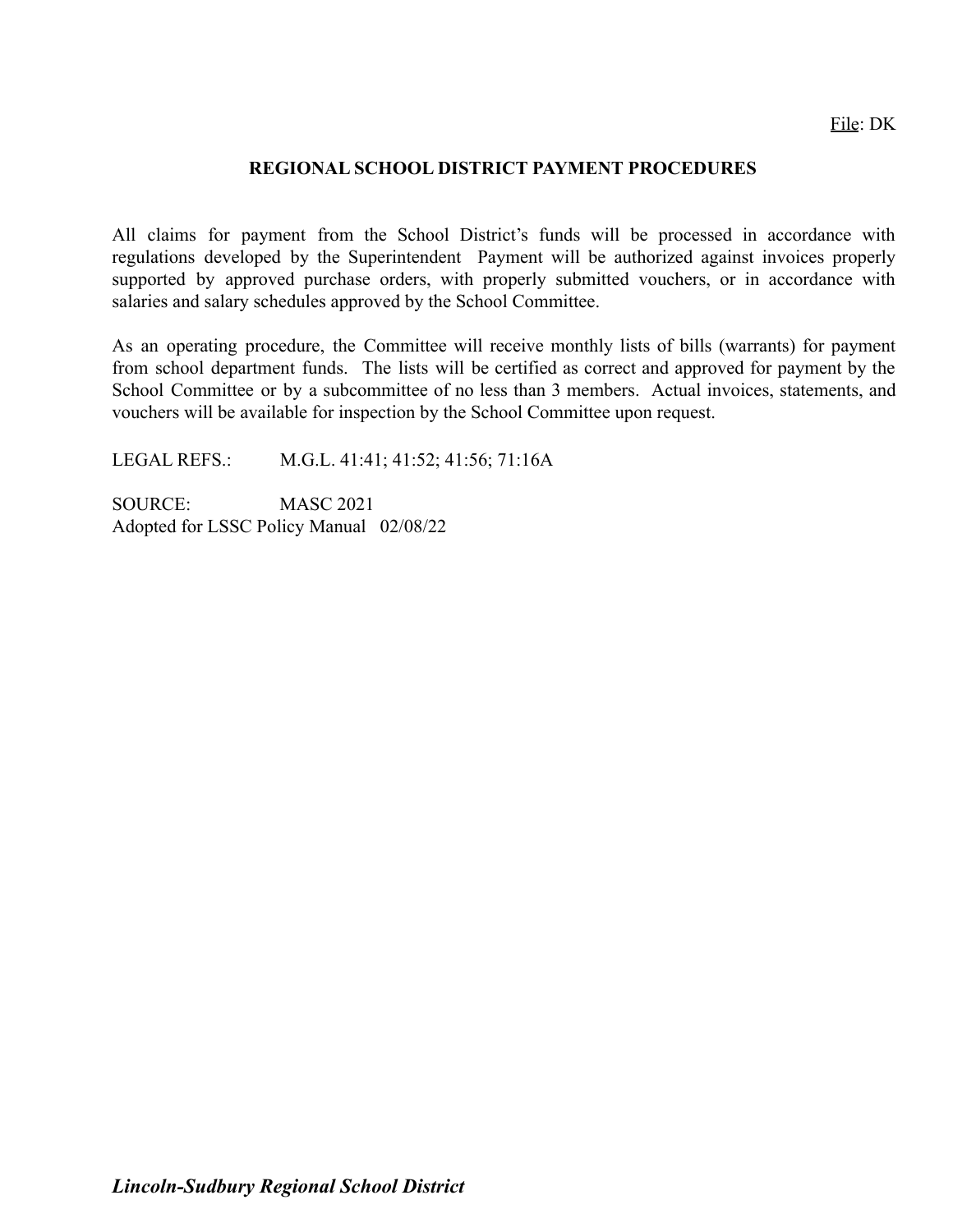File: DK

# REGIONAL SCHOOL DISTRICT PAYMENT PROCEDURES

All claims for payment from the School District's funds will be processed in accordance with regulations developed by the Superintendent  Payment will be authorized against invoices properly supported by approved purchase orders, with properly submitted vouchers, or in accordance with salaries and salary schedules approved by the School Committee.

As an operating procedure, the Committee will receive monthly lists of bills (warrants) for payment from school department funds.  The lists will be certified as correct and approved for payment by the School Committee or by a subcommittee of no less than 3 members.  Actual invoices, statements, and vouchers will be available for inspection by the School Committee upon request.

LEGAL REFS.: M.G.L. 41:41; 41:52; 41:56; 71:16A

SOURCE: MASC 2021
Adopted for LSSC Policy Manual 02/08/22

*Lincoln-Sudbury Regional School District*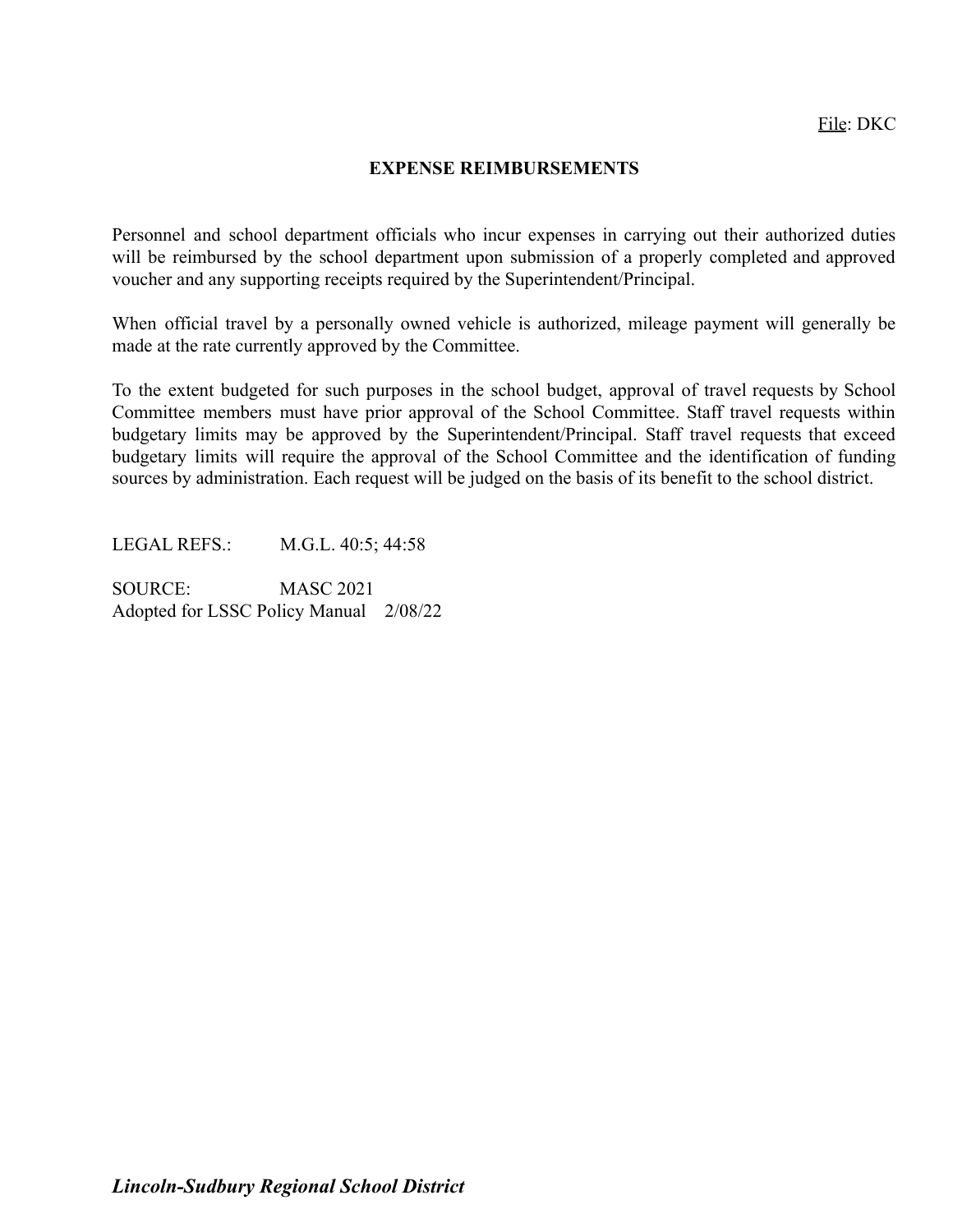File: DKC

## EXPENSE REIMBURSEMENTS

Personnel and school department officials who incur expenses in carrying out their authorized duties will be reimbursed by the school department upon submission of a properly completed and approved voucher and any supporting receipts required by the Superintendent/Principal.

When official travel by a personally owned vehicle is authorized, mileage payment will generally be made at the rate currently approved by the Committee.

To the extent budgeted for such purposes in the school budget, approval of travel requests by School Committee members must have prior approval of the School Committee. Staff travel requests within budgetary limits may be approved by the Superintendent/Principal. Staff travel requests that exceed budgetary limits will require the approval of the School Committee and the identification of funding sources by administration. Each request will be judged on the basis of its benefit to the school district.

LEGAL REFS.: M.G.L. 40:5; 44:58

SOURCE: MASC 2021
Adopted for LSSC Policy Manual 2/08/22

***Lincoln-Sudbury Regional School District***